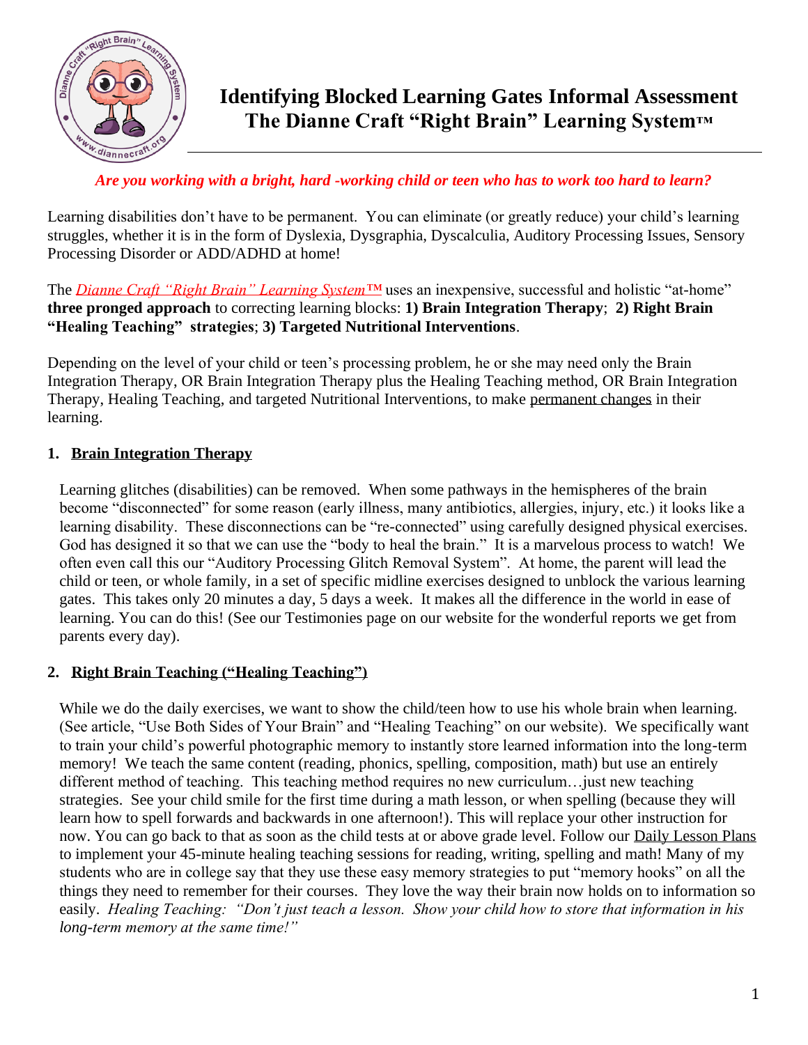# Identifying Blocked Learning Gates Informal Assessment
# The Dianne Craft "Right Brain" Learning System™

***Are you working with a bright, hard -working child or teen who has to work too hard to learn?***

Learning disabilities don't have to be permanent. You can eliminate (or greatly reduce) your child's learning struggles, whether it is in the form of Dyslexia, Dysgraphia, Dyscalculia, Auditory Processing Issues, Sensory Processing Disorder or ADD/ADHD at home!

The *Dianne Craft "Right Brain" Learning System™* uses an inexpensive, successful and holistic "at-home" **three pronged approach** to correcting learning blocks: **1) Brain Integration Therapy**; **2) Right Brain "Healing Teaching" strategies**; **3) Targeted Nutritional Interventions**.

Depending on the level of your child or teen's processing problem, he or she may need only the Brain Integration Therapy, OR Brain Integration Therapy plus the Healing Teaching method, OR Brain Integration Therapy, Healing Teaching, and targeted Nutritional Interventions, to make permanent changes in their learning.

## 1. Brain Integration Therapy

Learning glitches (disabilities) can be removed. When some pathways in the hemispheres of the brain become "disconnected" for some reason (early illness, many antibiotics, allergies, injury, etc.) it looks like a learning disability. These disconnections can be "re-connected" using carefully designed physical exercises. God has designed it so that we can use the "body to heal the brain." It is a marvelous process to watch! We often even call this our "Auditory Processing Glitch Removal System". At home, the parent will lead the child or teen, or whole family, in a set of specific midline exercises designed to unblock the various learning gates. This takes only 20 minutes a day, 5 days a week. It makes all the difference in the world in ease of learning. You can do this! (See our Testimonies page on our website for the wonderful reports we get from parents every day).

## 2. Right Brain Teaching ("Healing Teaching")

While we do the daily exercises, we want to show the child/teen how to use his whole brain when learning. (See article, "Use Both Sides of Your Brain" and "Healing Teaching" on our website). We specifically want to train your child's powerful photographic memory to instantly store learned information into the long-term memory! We teach the same content (reading, phonics, spelling, composition, math) but use an entirely different method of teaching. This teaching method requires no new curriculum…just new teaching strategies. See your child smile for the first time during a math lesson, or when spelling (because they will learn how to spell forwards and backwards in one afternoon!). This will replace your other instruction for now. You can go back to that as soon as the child tests at or above grade level. Follow our Daily Lesson Plans to implement your 45-minute healing teaching sessions for reading, writing, spelling and math! Many of my students who are in college say that they use these easy memory strategies to put "memory hooks" on all the things they need to remember for their courses. They love the way their brain now holds on to information so easily. *Healing Teaching: "Don't just teach a lesson. Show your child how to store that information in his long-term memory at the same time!"*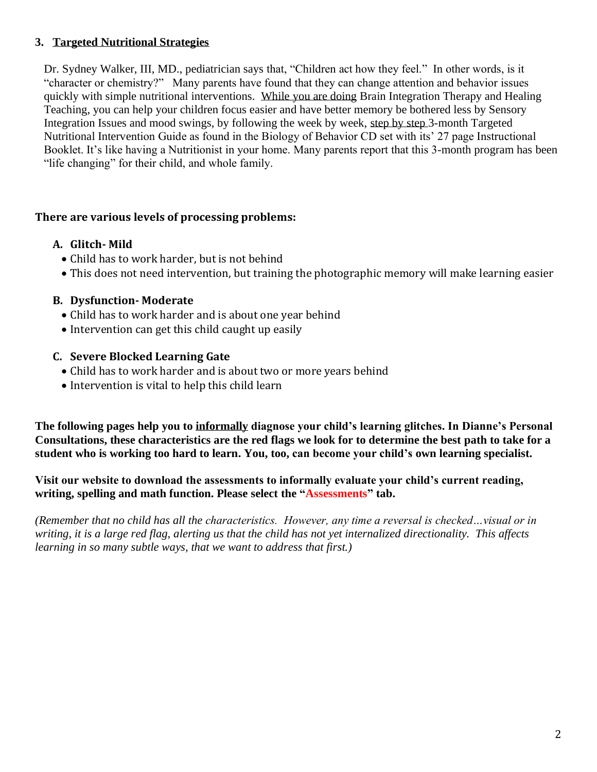### 3. <u>Targeted Nutritional Strategies</u>

Dr. Sydney Walker, III, MD., pediatrician says that, "Children act how they feel." In other words, is it "character or chemistry?" Many parents have found that they can change attention and behavior issues quickly with simple nutritional interventions. <u>While you are doing</u> Brain Integration Therapy and Healing Teaching, you can help your children focus easier and have better memory be bothered less by Sensory Integration Issues and mood swings, by following the week by week, <u>step by step</u> 3-month Targeted Nutritional Intervention Guide as found in the Biology of Behavior CD set with its' 27 page Instructional Booklet. It's like having a Nutritionist in your home. Many parents report that this 3-month program has been "life changing" for their child, and whole family.

**There are various levels of processing problems:**

**A. Glitch- Mild**
- Child has to work harder, but is not behind
- This does not need intervention, but training the photographic memory will make learning easier

**B. Dysfunction- Moderate**
- Child has to work harder and is about one year behind
- Intervention can get this child caught up easily

**C. Severe Blocked Learning Gate**
- Child has to work harder and is about two or more years behind
- Intervention is vital to help this child learn

**The following pages help you to <u>informally</u> diagnose your child's learning glitches. In Dianne's Personal Consultations, these characteristics are the red flags we look for to determine the best path to take for a student who is working too hard to learn. You, too, can become your child's own learning specialist.**

**Visit our website to download the assessments to informally evaluate your child's current reading, writing, spelling and math function. Please select the "Assessments" tab.**

*(Remember that no child has all the characteristics. However, any time a reversal is checked…visual or in writing, it is a large red flag, alerting us that the child has not yet internalized directionality. This affects learning in so many subtle ways, that we want to address that first.)*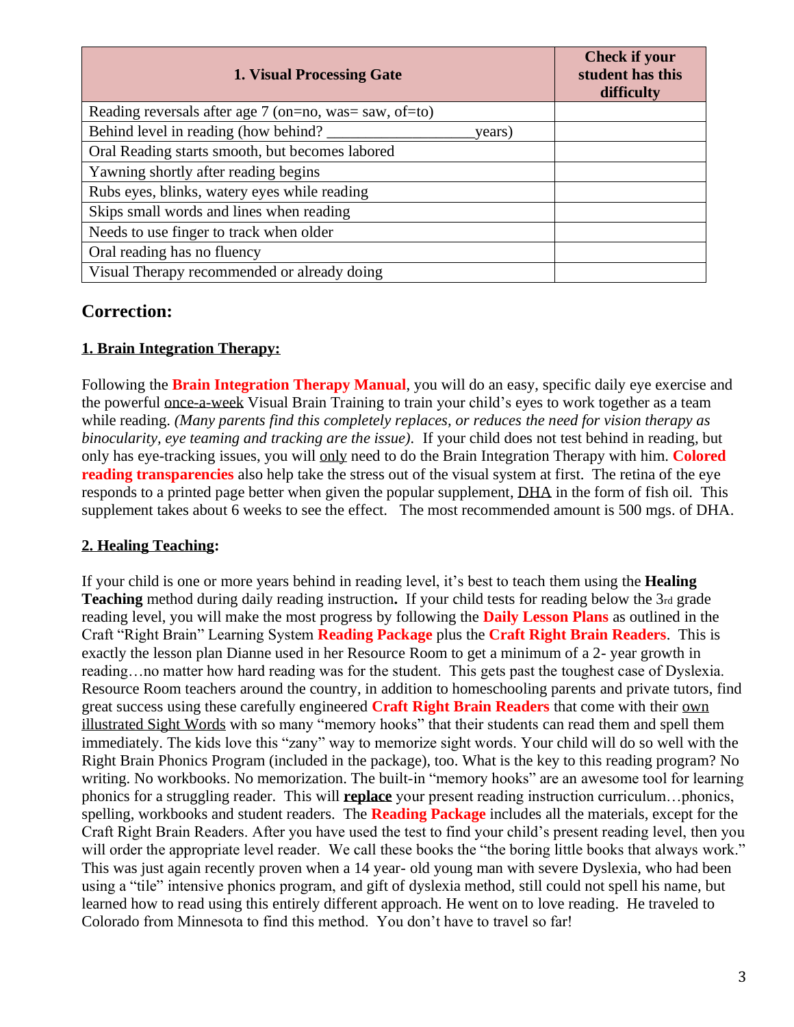| 1. Visual Processing Gate | Check if your student has this difficulty |
| --- | --- |
| Reading reversals after age 7 (on=no, was= saw, of=to) | |
| Behind level in reading (how behind? ________________ years) | |
| Oral Reading starts smooth, but becomes labored | |
| Yawning shortly after reading begins | |
| Rubs eyes, blinks, watery eyes while reading | |
| Skips small words and lines when reading | |
| Needs to use finger to track when older | |
| Oral reading has no fluency | |
| Visual Therapy recommended or already doing | |

## Correction:

**1. Brain Integration Therapy:**

Following the **Brain Integration Therapy Manual**, you will do an easy, specific daily eye exercise and the powerful once-a-week Visual Brain Training to train your child's eyes to work together as a team while reading. *(Many parents find this completely replaces, or reduces the need for vision therapy as binocularity, eye teaming and tracking are the issue).* If your child does not test behind in reading, but only has eye-tracking issues, you will only need to do the Brain Integration Therapy with him. **Colored reading transparencies** also help take the stress out of the visual system at first. The retina of the eye responds to a printed page better when given the popular supplement, DHA in the form of fish oil. This supplement takes about 6 weeks to see the effect. The most recommended amount is 500 mgs. of DHA.

**2. Healing Teaching:**

If your child is one or more years behind in reading level, it's best to teach them using the **Healing Teaching** method during daily reading instruction**.** If your child tests for reading below the 3rd grade reading level, you will make the most progress by following the **Daily Lesson Plans** as outlined in the Craft "Right Brain" Learning System **Reading Package** plus the **Craft Right Brain Readers**. This is exactly the lesson plan Dianne used in her Resource Room to get a minimum of a 2- year growth in reading…no matter how hard reading was for the student. This gets past the toughest case of Dyslexia. Resource Room teachers around the country, in addition to homeschooling parents and private tutors, find great success using these carefully engineered **Craft Right Brain Readers** that come with their own illustrated Sight Words with so many "memory hooks" that their students can read them and spell them immediately. The kids love this "zany" way to memorize sight words. Your child will do so well with the Right Brain Phonics Program (included in the package), too. What is the key to this reading program? No writing. No workbooks. No memorization. The built-in "memory hooks" are an awesome tool for learning phonics for a struggling reader. This will **replace** your present reading instruction curriculum…phonics, spelling, workbooks and student readers. The **Reading Package** includes all the materials, except for the Craft Right Brain Readers. After you have used the test to find your child's present reading level, then you will order the appropriate level reader. We call these books the "the boring little books that always work." This was just again recently proven when a 14 year- old young man with severe Dyslexia, who had been using a "tile" intensive phonics program, and gift of dyslexia method, still could not spell his name, but learned how to read using this entirely different approach. He went on to love reading. He traveled to Colorado from Minnesota to find this method. You don't have to travel so far!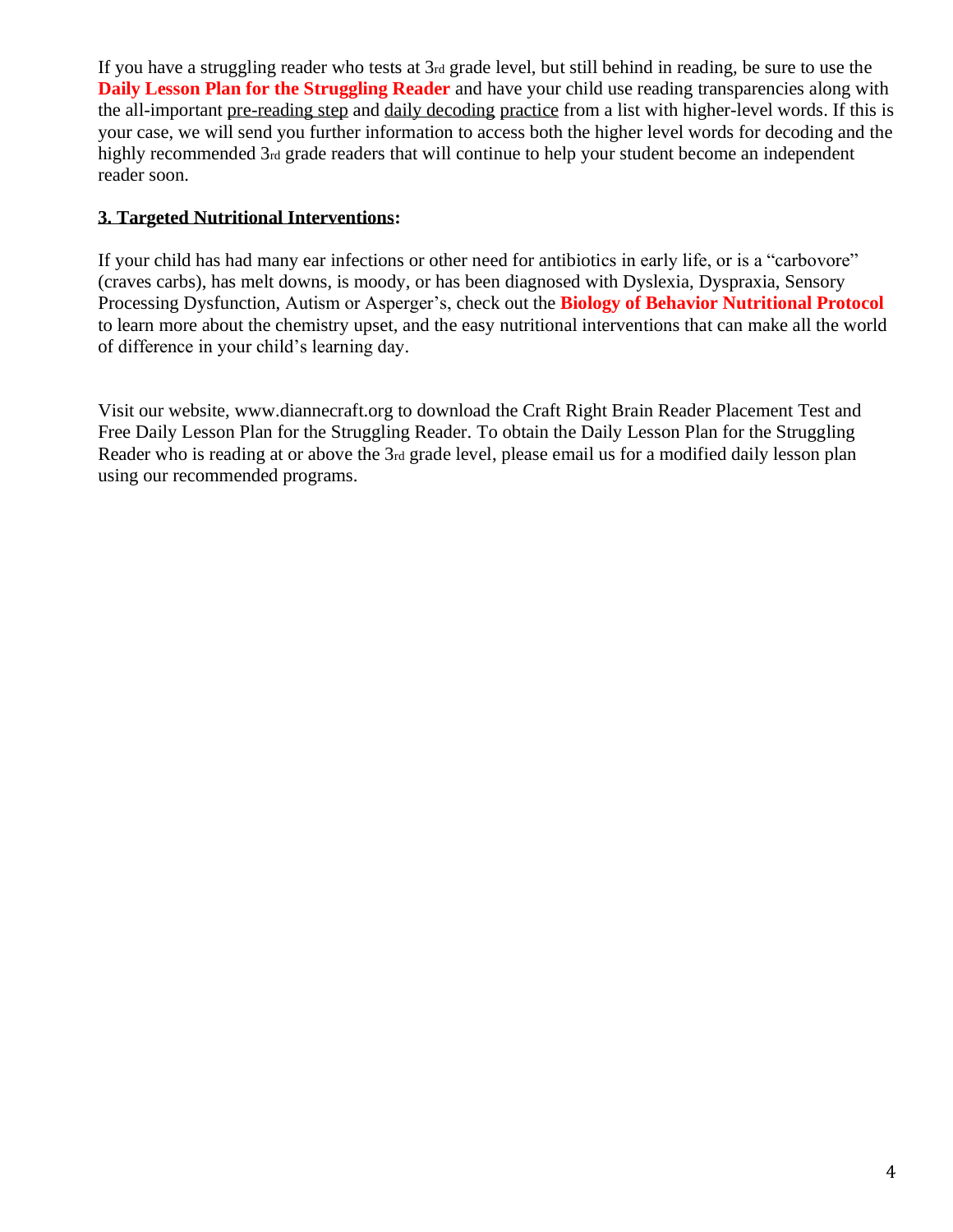If you have a struggling reader who tests at 3rd grade level, but still behind in reading, be sure to use the **Daily Lesson Plan for the Struggling Reader** and have your child use reading transparencies along with the all-important pre-reading step and daily decoding practice from a list with higher-level words. If this is your case, we will send you further information to access both the higher level words for decoding and the highly recommended 3rd grade readers that will continue to help your student become an independent reader soon.

**3. Targeted Nutritional Interventions:**

If your child has had many ear infections or other need for antibiotics in early life, or is a "carbovore" (craves carbs), has melt downs, is moody, or has been diagnosed with Dyslexia, Dyspraxia, Sensory Processing Dysfunction, Autism or Asperger's, check out the **Biology of Behavior Nutritional Protocol** to learn more about the chemistry upset, and the easy nutritional interventions that can make all the world of difference in your child's learning day.

Visit our website, www.diannecraft.org to download the Craft Right Brain Reader Placement Test and Free Daily Lesson Plan for the Struggling Reader. To obtain the Daily Lesson Plan for the Struggling Reader who is reading at or above the 3rd grade level, please email us for a modified daily lesson plan using our recommended programs.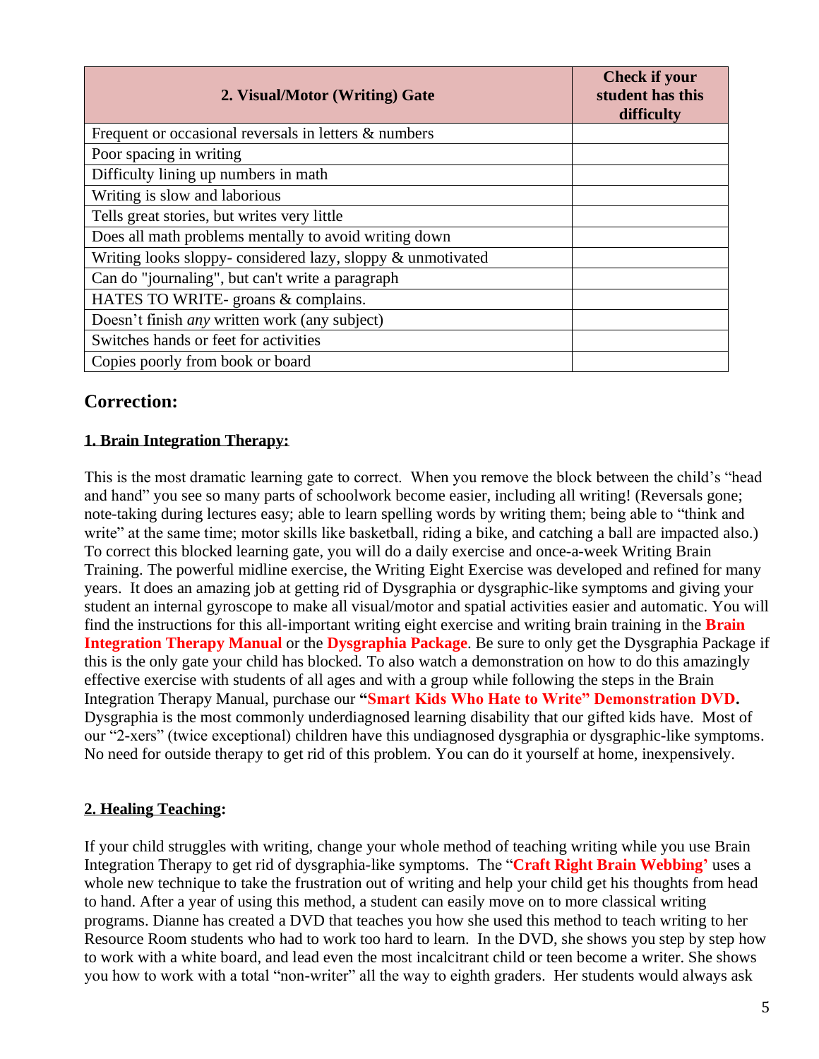| 2. Visual/Motor (Writing) Gate | Check if your student has this difficulty |
|---|---|
| Frequent or occasional reversals in letters & numbers | |
| Poor spacing in writing | |
| Difficulty lining up numbers in math | |
| Writing is slow and laborious | |
| Tells great stories, but writes very little | |
| Does all math problems mentally to avoid writing down | |
| Writing looks sloppy- considered lazy, sloppy & unmotivated | |
| Can do "journaling", but can't write a paragraph | |
| HATES TO WRITE- groans & complains. | |
| Doesn't finish *any* written work (any subject) | |
| Switches hands or feet for activities | |
| Copies poorly from book or board | |

## Correction:

### 1. Brain Integration Therapy:

This is the most dramatic learning gate to correct. When you remove the block between the child's "head and hand" you see so many parts of schoolwork become easier, including all writing! (Reversals gone; note-taking during lectures easy; able to learn spelling words by writing them; being able to "think and write" at the same time; motor skills like basketball, riding a bike, and catching a ball are impacted also.) To correct this blocked learning gate, you will do a daily exercise and once-a-week Writing Brain Training. The powerful midline exercise, the Writing Eight Exercise was developed and refined for many years. It does an amazing job at getting rid of Dysgraphia or dysgraphic-like symptoms and giving your student an internal gyroscope to make all visual/motor and spatial activities easier and automatic. You will find the instructions for this all-important writing eight exercise and writing brain training in the **Brain Integration Therapy Manual** or the **Dysgraphia Package**. Be sure to only get the Dysgraphia Package if this is the only gate your child has blocked. To also watch a demonstration on how to do this amazingly effective exercise with students of all ages and with a group while following the steps in the Brain Integration Therapy Manual, purchase our **"Smart Kids Who Hate to Write" Demonstration DVD.** Dysgraphia is the most commonly underdiagnosed learning disability that our gifted kids have. Most of our "2-xers" (twice exceptional) children have this undiagnosed dysgraphia or dysgraphic-like symptoms. No need for outside therapy to get rid of this problem. You can do it yourself at home, inexpensively.

### 2. Healing Teaching:

If your child struggles with writing, change your whole method of teaching writing while you use Brain Integration Therapy to get rid of dysgraphia-like symptoms. The "**Craft Right Brain Webbing'** uses a whole new technique to take the frustration out of writing and help your child get his thoughts from head to hand. After a year of using this method, a student can easily move on to more classical writing programs. Dianne has created a DVD that teaches you how she used this method to teach writing to her Resource Room students who had to work too hard to learn. In the DVD, she shows you step by step how to work with a white board, and lead even the most incalcitrant child or teen become a writer. She shows you how to work with a total "non-writer" all the way to eighth graders. Her students would always ask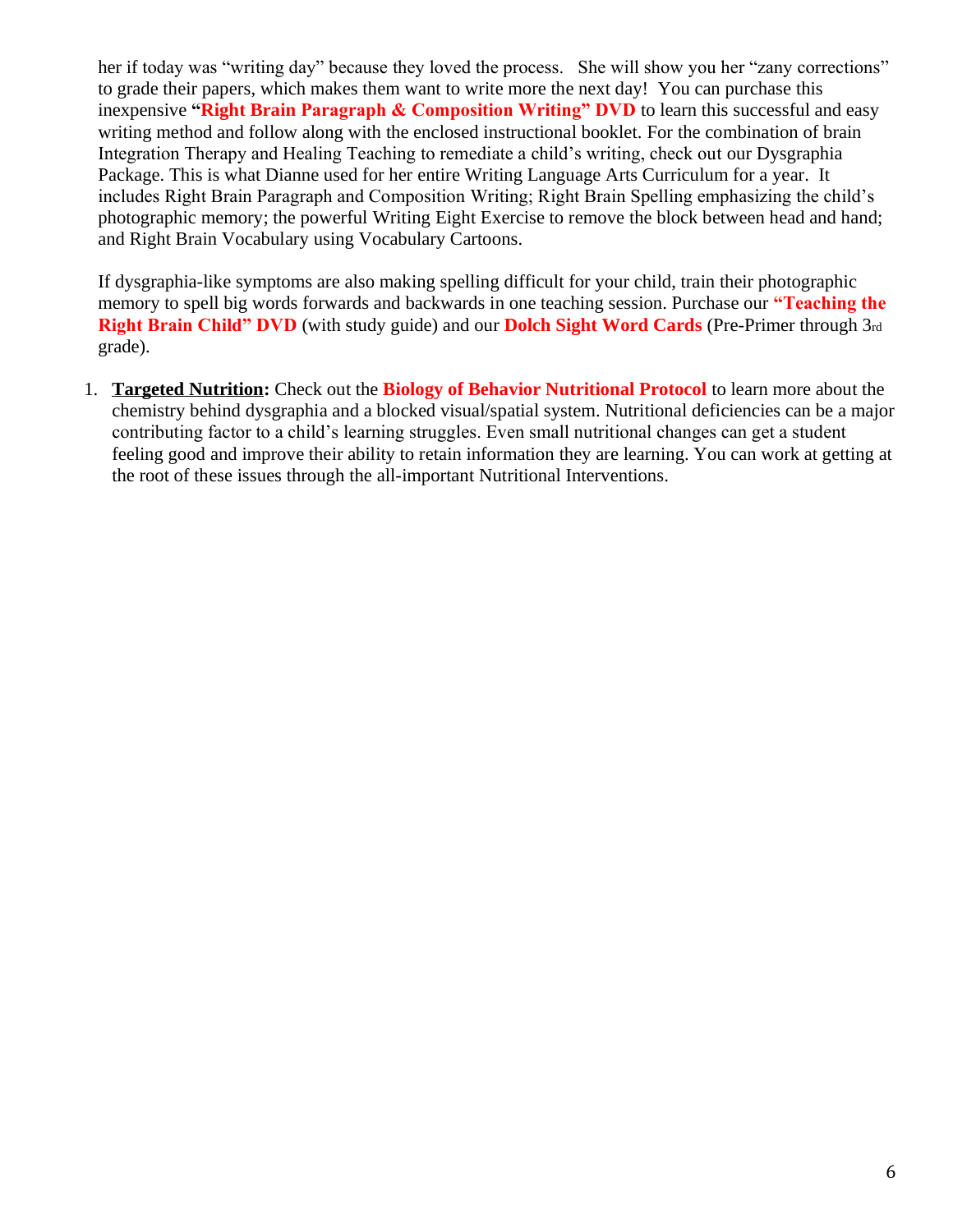her if today was "writing day" because they loved the process. She will show you her "zany corrections" to grade their papers, which makes them want to write more the next day! You can purchase this inexpensive **"Right Brain Paragraph & Composition Writing" DVD** to learn this successful and easy writing method and follow along with the enclosed instructional booklet. For the combination of brain Integration Therapy and Healing Teaching to remediate a child's writing, check out our Dysgraphia Package. This is what Dianne used for her entire Writing Language Arts Curriculum for a year. It includes Right Brain Paragraph and Composition Writing; Right Brain Spelling emphasizing the child's photographic memory; the powerful Writing Eight Exercise to remove the block between head and hand; and Right Brain Vocabulary using Vocabulary Cartoons.

If dysgraphia-like symptoms are also making spelling difficult for your child, train their photographic memory to spell big words forwards and backwards in one teaching session. Purchase our **"Teaching the Right Brain Child" DVD** (with study guide) and our **Dolch Sight Word Cards** (Pre-Primer through 3rd grade).

1. **Targeted Nutrition:** Check out the **Biology of Behavior Nutritional Protocol** to learn more about the chemistry behind dysgraphia and a blocked visual/spatial system. Nutritional deficiencies can be a major contributing factor to a child's learning struggles. Even small nutritional changes can get a student feeling good and improve their ability to retain information they are learning. You can work at getting at the root of these issues through the all-important Nutritional Interventions.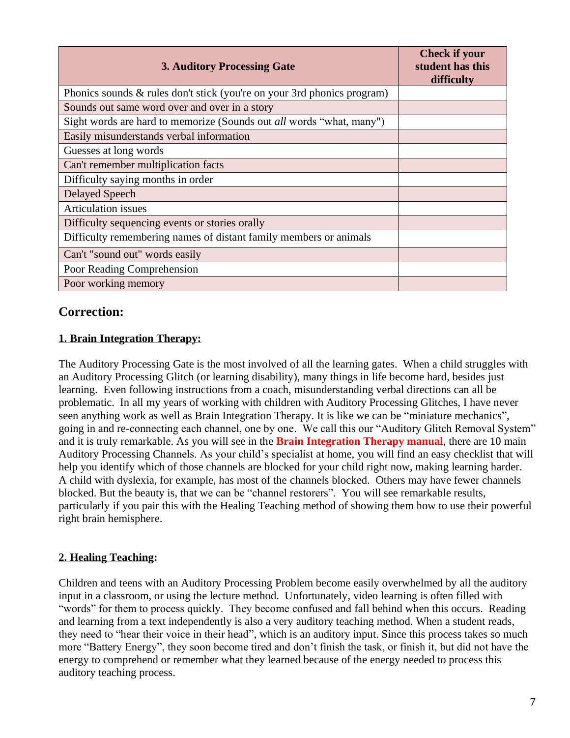| 3. Auditory Processing Gate | Check if your student has this difficulty |
|---|---|
| Phonics sounds & rules don't stick (you're on your 3rd phonics program) | |
| Sounds out same word over and over in a story | |
| Sight words are hard to memorize (Sounds out *all* words "what, many") | |
| Easily misunderstands verbal information | |
| Guesses at long words | |
| Can't remember multiplication facts | |
| Difficulty saying months in order | |
| Delayed Speech | |
| Articulation issues | |
| Difficulty sequencing events or stories orally | |
| Difficulty remembering names of distant family members or animals | |
| Can't "sound out" words easily | |
| Poor Reading Comprehension | |
| Poor working memory | |

## Correction:

**1. Brain Integration Therapy:**

The Auditory Processing Gate is the most involved of all the learning gates. When a child struggles with an Auditory Processing Glitch (or learning disability), many things in life become hard, besides just learning. Even following instructions from a coach, misunderstanding verbal directions can all be problematic. In all my years of working with children with Auditory Processing Glitches, I have never seen anything work as well as Brain Integration Therapy. It is like we can be "miniature mechanics", going in and re-connecting each channel, one by one. We call this our "Auditory Glitch Removal System" and it is truly remarkable. As you will see in the **Brain Integration Therapy manual**, there are 10 main Auditory Processing Channels. As your child's specialist at home, you will find an easy checklist that will help you identify which of those channels are blocked for your child right now, making learning harder. A child with dyslexia, for example, has most of the channels blocked. Others may have fewer channels blocked. But the beauty is, that we can be "channel restorers". You will see remarkable results, particularly if you pair this with the Healing Teaching method of showing them how to use their powerful right brain hemisphere.

**2. Healing Teaching:**

Children and teens with an Auditory Processing Problem become easily overwhelmed by all the auditory input in a classroom, or using the lecture method. Unfortunately, video learning is often filled with "words" for them to process quickly. They become confused and fall behind when this occurs. Reading and learning from a text independently is also a very auditory teaching method. When a student reads, they need to "hear their voice in their head", which is an auditory input. Since this process takes so much more "Battery Energy", they soon become tired and don't finish the task, or finish it, but did not have the energy to comprehend or remember what they learned because of the energy needed to process this auditory teaching process.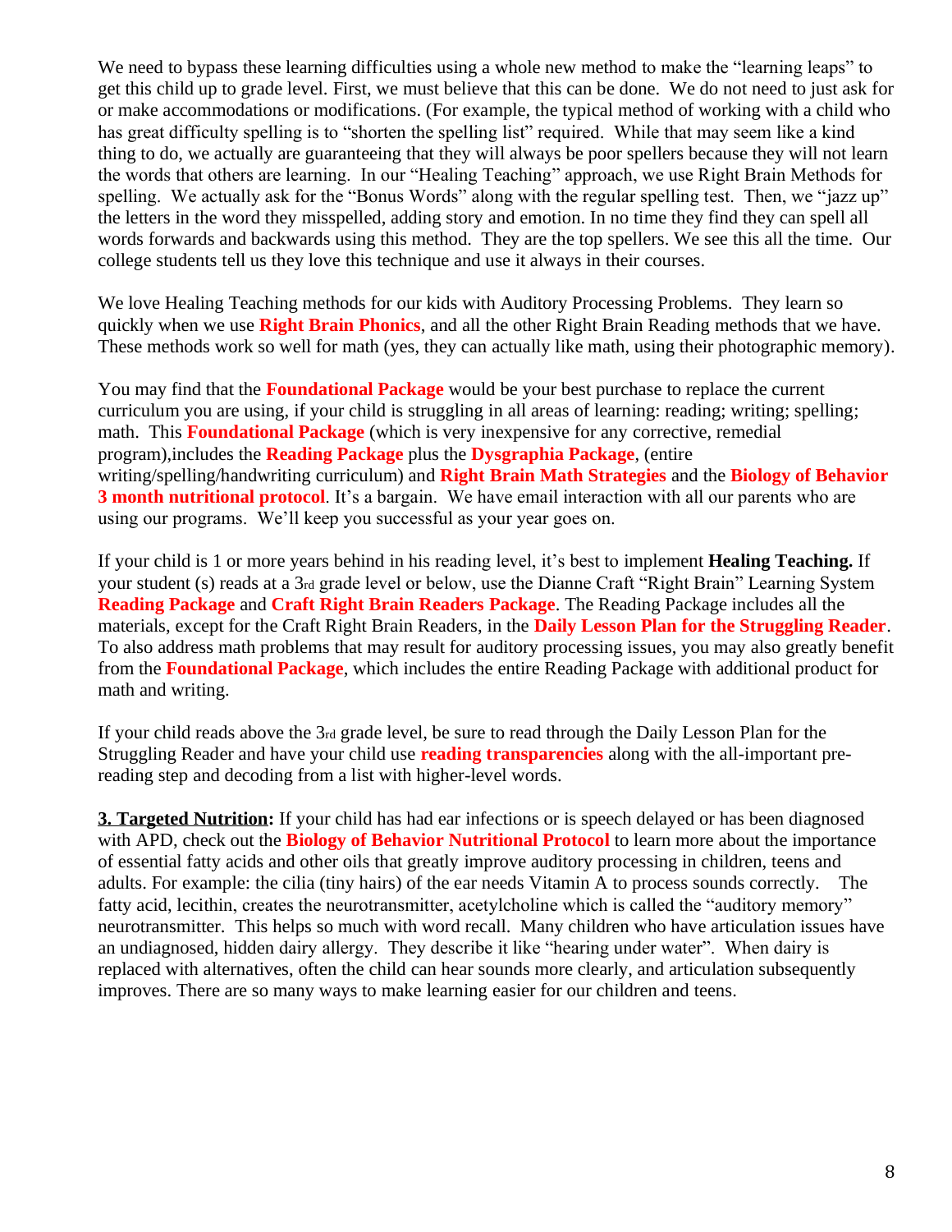We need to bypass these learning difficulties using a whole new method to make the "learning leaps" to get this child up to grade level. First, we must believe that this can be done. We do not need to just ask for or make accommodations or modifications. (For example, the typical method of working with a child who has great difficulty spelling is to "shorten the spelling list" required. While that may seem like a kind thing to do, we actually are guaranteeing that they will always be poor spellers because they will not learn the words that others are learning. In our "Healing Teaching" approach, we use Right Brain Methods for spelling. We actually ask for the "Bonus Words" along with the regular spelling test. Then, we "jazz up" the letters in the word they misspelled, adding story and emotion. In no time they find they can spell all words forwards and backwards using this method. They are the top spellers. We see this all the time. Our college students tell us they love this technique and use it always in their courses.

We love Healing Teaching methods for our kids with Auditory Processing Problems. They learn so quickly when we use **Right Brain Phonics**, and all the other Right Brain Reading methods that we have. These methods work so well for math (yes, they can actually like math, using their photographic memory).

You may find that the **Foundational Package** would be your best purchase to replace the current curriculum you are using, if your child is struggling in all areas of learning: reading; writing; spelling; math. This **Foundational Package** (which is very inexpensive for any corrective, remedial program),includes the **Reading Package** plus the **Dysgraphia Package**, (entire writing/spelling/handwriting curriculum) and **Right Brain Math Strategies** and the **Biology of Behavior 3 month nutritional protocol**. It's a bargain. We have email interaction with all our parents who are using our programs. We'll keep you successful as your year goes on.

If your child is 1 or more years behind in his reading level, it's best to implement **Healing Teaching.** If your student (s) reads at a 3rd grade level or below, use the Dianne Craft "Right Brain" Learning System **Reading Package** and **Craft Right Brain Readers Package**. The Reading Package includes all the materials, except for the Craft Right Brain Readers, in the **Daily Lesson Plan for the Struggling Reader**. To also address math problems that may result for auditory processing issues, you may also greatly benefit from the **Foundational Package**, which includes the entire Reading Package with additional product for math and writing.

If your child reads above the 3rd grade level, be sure to read through the Daily Lesson Plan for the Struggling Reader and have your child use **reading transparencies** along with the all-important pre-reading step and decoding from a list with higher-level words.

**3. Targeted Nutrition:** If your child has had ear infections or is speech delayed or has been diagnosed with APD, check out the **Biology of Behavior Nutritional Protocol** to learn more about the importance of essential fatty acids and other oils that greatly improve auditory processing in children, teens and adults. For example: the cilia (tiny hairs) of the ear needs Vitamin A to process sounds correctly. The fatty acid, lecithin, creates the neurotransmitter, acetylcholine which is called the "auditory memory" neurotransmitter. This helps so much with word recall. Many children who have articulation issues have an undiagnosed, hidden dairy allergy. They describe it like "hearing under water". When dairy is replaced with alternatives, often the child can hear sounds more clearly, and articulation subsequently improves. There are so many ways to make learning easier for our children and teens.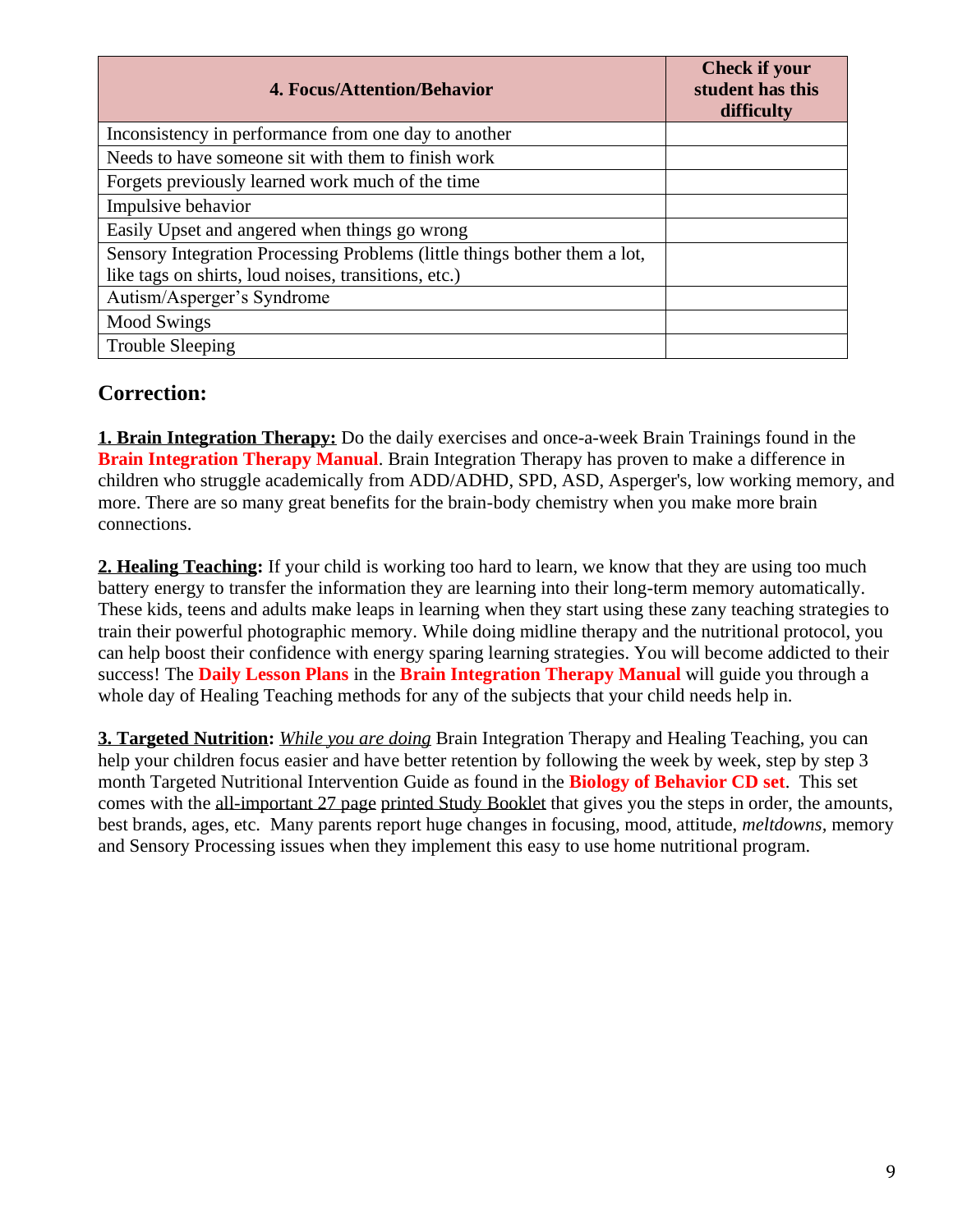| 4. Focus/Attention/Behavior | Check if your student has this difficulty |
|---|---|
| Inconsistency in performance from one day to another | |
| Needs to have someone sit with them to finish work | |
| Forgets previously learned work much of the time | |
| Impulsive behavior | |
| Easily Upset and angered when things go wrong | |
| Sensory Integration Processing Problems (little things bother them a lot, like tags on shirts, loud noises, transitions, etc.) | |
| Autism/Asperger's Syndrome | |
| Mood Swings | |
| Trouble Sleeping | |

## Correction:

**1. Brain Integration Therapy:** Do the daily exercises and once-a-week Brain Trainings found in the **Brain Integration Therapy Manual**. Brain Integration Therapy has proven to make a difference in children who struggle academically from ADD/ADHD, SPD, ASD, Asperger's, low working memory, and more. There are so many great benefits for the brain-body chemistry when you make more brain connections.

**2. Healing Teaching:** If your child is working too hard to learn, we know that they are using too much battery energy to transfer the information they are learning into their long-term memory automatically. These kids, teens and adults make leaps in learning when they start using these zany teaching strategies to train their powerful photographic memory. While doing midline therapy and the nutritional protocol, you can help boost their confidence with energy sparing learning strategies. You will become addicted to their success! The **Daily Lesson Plans** in the **Brain Integration Therapy Manual** will guide you through a whole day of Healing Teaching methods for any of the subjects that your child needs help in.

**3. Targeted Nutrition:** *While you are doing* Brain Integration Therapy and Healing Teaching, you can help your children focus easier and have better retention by following the week by week, step by step 3 month Targeted Nutritional Intervention Guide as found in the **Biology of Behavior CD set**. This set comes with the all-important 27 page printed Study Booklet that gives you the steps in order, the amounts, best brands, ages, etc. Many parents report huge changes in focusing, mood, attitude, *meltdowns,* memory and Sensory Processing issues when they implement this easy to use home nutritional program.